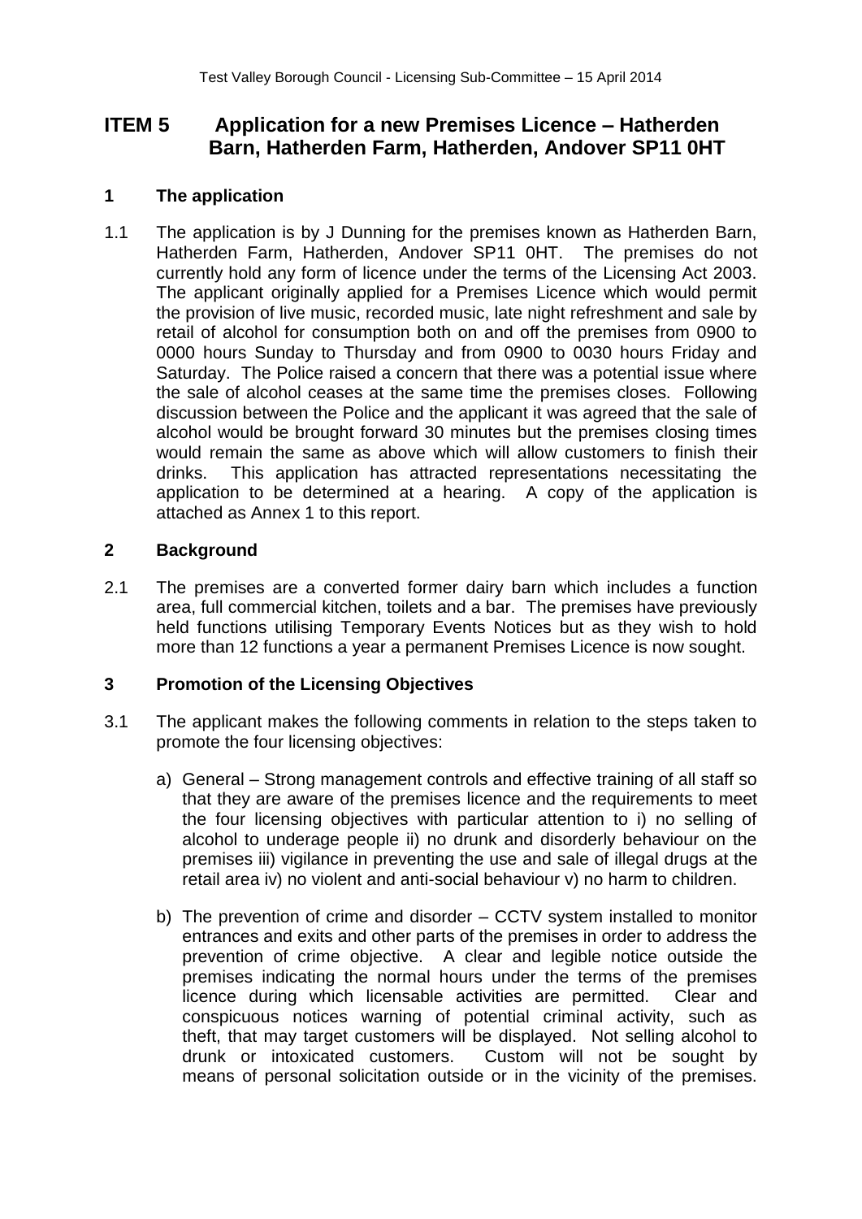# ITEM 5 Application for a new Premises Licence – Hatherden Barn, Hatherden Farm, Hatherden, Andover SP11 0HT

## 1 The application

1.1 The application is by J Dunning for the premises known as Hatherden Barn, Hatherden Farm, Hatherden, Andover SP11 0HT. The premises do not currently hold any form of licence under the terms of the Licensing Act 2003. The applicant originally applied for a Premises Licence which would permit the provision of live music, recorded music, late night refreshment and sale by retail of alcohol for consumption both on and off the premises from 0900 to 0000 hours Sunday to Thursday and from 0900 to 0030 hours Friday and Saturday. The Police raised a concern that there was a potential issue where the sale of alcohol ceases at the same time the premises closes. Following discussion between the Police and the applicant it was agreed that the sale of alcohol would be brought forward 30 minutes but the premises closing times would remain the same as above which will allow customers to finish their drinks. This application has attracted representations necessitating the application to be determined at a hearing. A copy of the application is attached as Annex 1 to this report.

## 2 Background

2.1 The premises are a converted former dairy barn which includes a function area, full commercial kitchen, toilets and a bar. The premises have previously held functions utilising Temporary Events Notices but as they wish to hold more than 12 functions a year a permanent Premises Licence is now sought.

## 3 Promotion of the Licensing Objectives

3.1 The applicant makes the following comments in relation to the steps taken to promote the four licensing objectives:

a) General – Strong management controls and effective training of all staff so that they are aware of the premises licence and the requirements to meet the four licensing objectives with particular attention to i) no selling of alcohol to underage people ii) no drunk and disorderly behaviour on the premises iii) vigilance in preventing the use and sale of illegal drugs at the retail area iv) no violent and anti-social behaviour v) no harm to children.

b) The prevention of crime and disorder – CCTV system installed to monitor entrances and exits and other parts of the premises in order to address the prevention of crime objective. A clear and legible notice outside the premises indicating the normal hours under the terms of the premises licence during which licensable activities are permitted. Clear and conspicuous notices warning of potential criminal activity, such as theft, that may target customers will be displayed. Not selling alcohol to drunk or intoxicated customers. Custom will not be sought by means of personal solicitation outside or in the vicinity of the premises.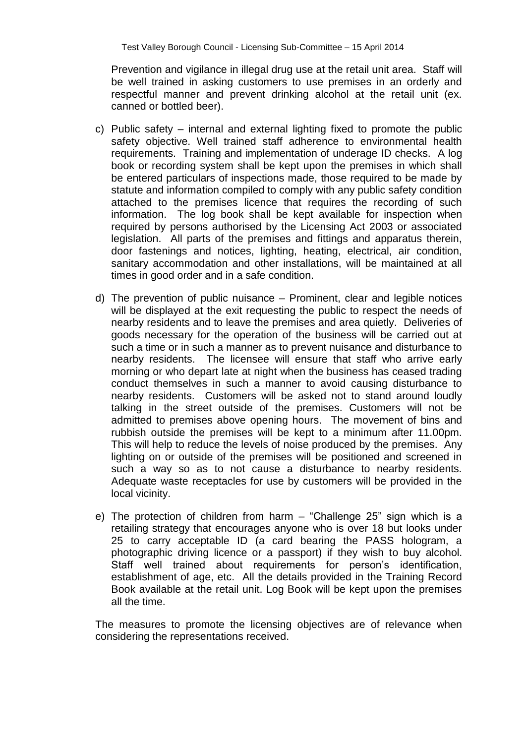Prevention and vigilance in illegal drug use at the retail unit area. Staff will be well trained in asking customers to use premises in an orderly and respectful manner and prevent drinking alcohol at the retail unit (ex. canned or bottled beer).

c) Public safety – internal and external lighting fixed to promote the public safety objective. Well trained staff adherence to environmental health requirements. Training and implementation of underage ID checks. A log book or recording system shall be kept upon the premises in which shall be entered particulars of inspections made, those required to be made by statute and information compiled to comply with any public safety condition attached to the premises licence that requires the recording of such information. The log book shall be kept available for inspection when required by persons authorised by the Licensing Act 2003 or associated legislation. All parts of the premises and fittings and apparatus therein, door fastenings and notices, lighting, heating, electrical, air condition, sanitary accommodation and other installations, will be maintained at all times in good order and in a safe condition.

d) The prevention of public nuisance – Prominent, clear and legible notices will be displayed at the exit requesting the public to respect the needs of nearby residents and to leave the premises and area quietly. Deliveries of goods necessary for the operation of the business will be carried out at such a time or in such a manner as to prevent nuisance and disturbance to nearby residents. The licensee will ensure that staff who arrive early morning or who depart late at night when the business has ceased trading conduct themselves in such a manner to avoid causing disturbance to nearby residents. Customers will be asked not to stand around loudly talking in the street outside of the premises. Customers will not be admitted to premises above opening hours. The movement of bins and rubbish outside the premises will be kept to a minimum after 11.00pm. This will help to reduce the levels of noise produced by the premises. Any lighting on or outside of the premises will be positioned and screened in such a way so as to not cause a disturbance to nearby residents. Adequate waste receptacles for use by customers will be provided in the local vicinity.

e) The protection of children from harm – "Challenge 25" sign which is a retailing strategy that encourages anyone who is over 18 but looks under 25 to carry acceptable ID (a card bearing the PASS hologram, a photographic driving licence or a passport) if they wish to buy alcohol. Staff well trained about requirements for person's identification, establishment of age, etc. All the details provided in the Training Record Book available at the retail unit. Log Book will be kept upon the premises all the time.

The measures to promote the licensing objectives are of relevance when considering the representations received.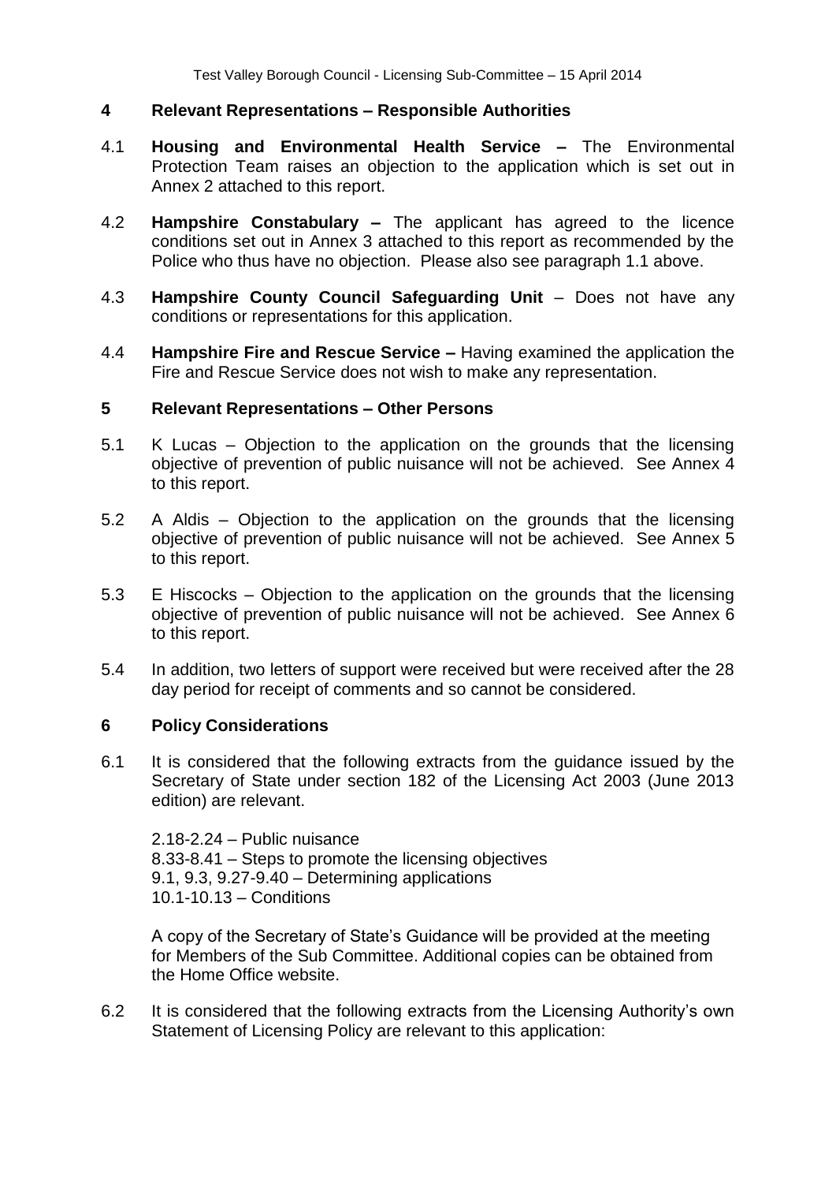## 4 Relevant Representations – Responsible Authorities

4.1 **Housing and Environmental Health Service –** The Environmental Protection Team raises an objection to the application which is set out in Annex 2 attached to this report.

4.2 **Hampshire Constabulary –** The applicant has agreed to the licence conditions set out in Annex 3 attached to this report as recommended by the Police who thus have no objection. Please also see paragraph 1.1 above.

4.3 **Hampshire County Council Safeguarding Unit** – Does not have any conditions or representations for this application.

4.4 **Hampshire Fire and Rescue Service –** Having examined the application the Fire and Rescue Service does not wish to make any representation.

## 5 Relevant Representations – Other Persons

5.1 K Lucas – Objection to the application on the grounds that the licensing objective of prevention of public nuisance will not be achieved. See Annex 4 to this report.

5.2 A Aldis – Objection to the application on the grounds that the licensing objective of prevention of public nuisance will not be achieved. See Annex 5 to this report.

5.3 E Hiscocks – Objection to the application on the grounds that the licensing objective of prevention of public nuisance will not be achieved. See Annex 6 to this report.

5.4 In addition, two letters of support were received but were received after the 28 day period for receipt of comments and so cannot be considered.

## 6 Policy Considerations

6.1 It is considered that the following extracts from the guidance issued by the Secretary of State under section 182 of the Licensing Act 2003 (June 2013 edition) are relevant.

2.18-2.24 – Public nuisance
8.33-8.41 – Steps to promote the licensing objectives
9.1, 9.3, 9.27-9.40 – Determining applications
10.1-10.13 – Conditions

A copy of the Secretary of State's Guidance will be provided at the meeting for Members of the Sub Committee. Additional copies can be obtained from the Home Office website.

6.2 It is considered that the following extracts from the Licensing Authority's own Statement of Licensing Policy are relevant to this application: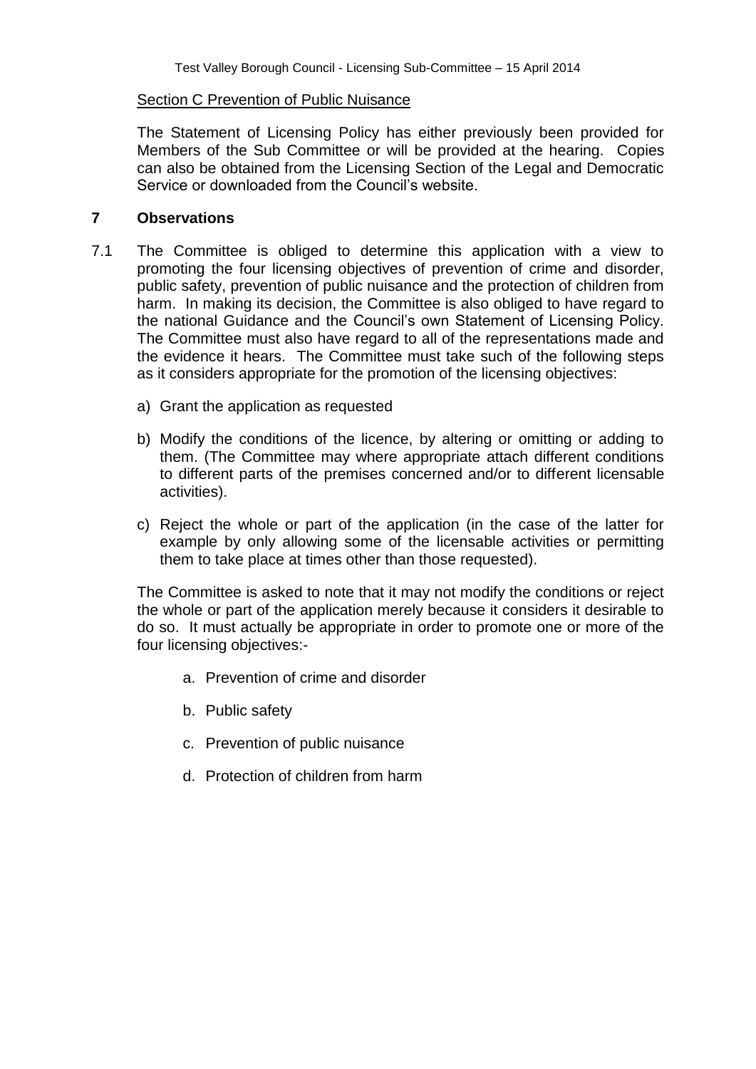Section C Prevention of Public Nuisance

The Statement of Licensing Policy has either previously been provided for Members of the Sub Committee or will be provided at the hearing. Copies can also be obtained from the Licensing Section of the Legal and Democratic Service or downloaded from the Council's website.

## 7 Observations

7.1 The Committee is obliged to determine this application with a view to promoting the four licensing objectives of prevention of crime and disorder, public safety, prevention of public nuisance and the protection of children from harm. In making its decision, the Committee is also obliged to have regard to the national Guidance and the Council's own Statement of Licensing Policy. The Committee must also have regard to all of the representations made and the evidence it hears. The Committee must take such of the following steps as it considers appropriate for the promotion of the licensing objectives:

a) Grant the application as requested

b) Modify the conditions of the licence, by altering or omitting or adding to them. (The Committee may where appropriate attach different conditions to different parts of the premises concerned and/or to different licensable activities).

c) Reject the whole or part of the application (in the case of the latter for example by only allowing some of the licensable activities or permitting them to take place at times other than those requested).

The Committee is asked to note that it may not modify the conditions or reject the whole or part of the application merely because it considers it desirable to do so. It must actually be appropriate in order to promote one or more of the four licensing objectives:-

a. Prevention of crime and disorder

b. Public safety

c. Prevention of public nuisance

d. Protection of children from harm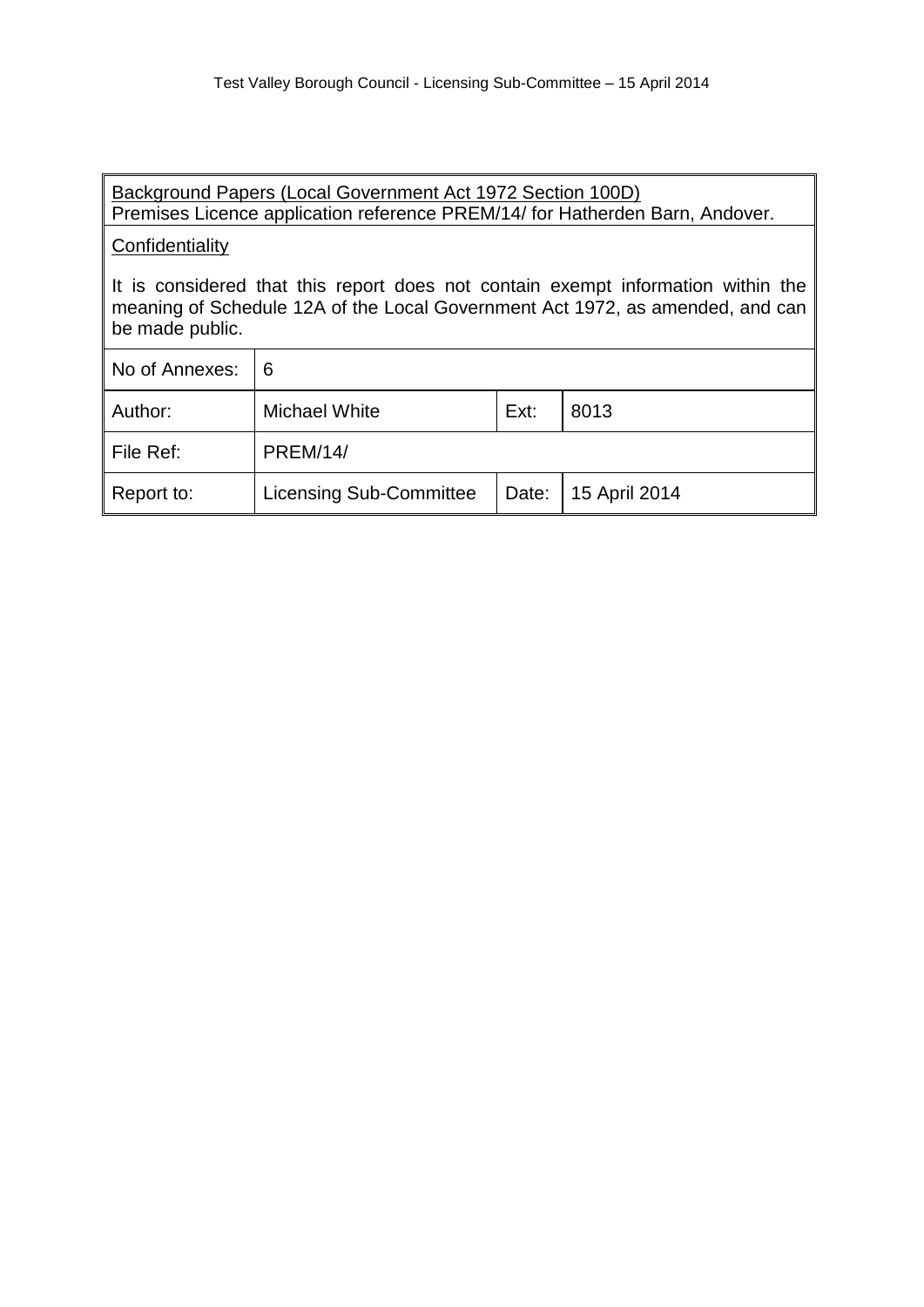| | | | |
|---|---|---|---|
| Background Papers (Local Government Act 1972 Section 100D)<br>Premises Licence application reference PREM/14/ for Hatherden Barn, Andover. | | | |
| Confidentiality<br><br>It is considered that this report does not contain exempt information within the meaning of Schedule 12A of the Local Government Act 1972, as amended, and can be made public. | | | |
| No of Annexes: | 6 | | |
| Author: | Michael White | Ext: | 8013 |
| File Ref: | PREM/14/ | | |
| Report to: | Licensing Sub-Committee | Date: | 15 April 2014 |